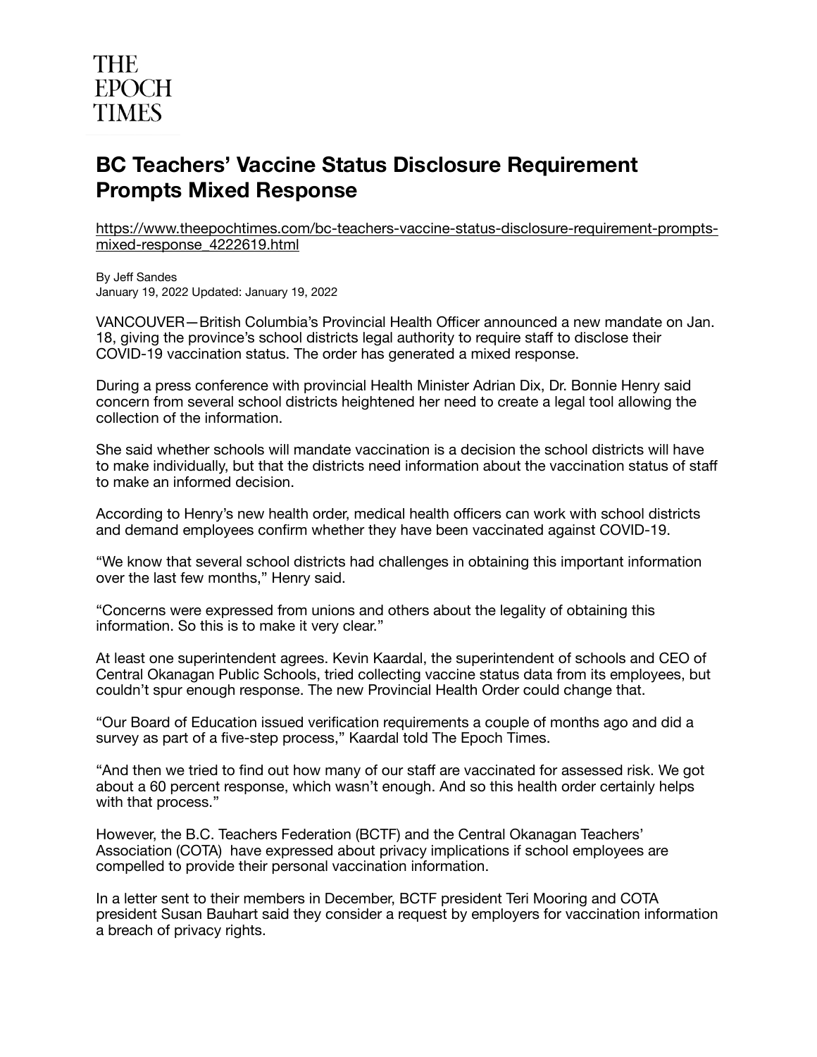THE EPOCH TIMES

# BC Teachers' Vaccine Status Disclosure Requirement Prompts Mixed Response

https://www.theepochtimes.com/bc-teachers-vaccine-status-disclosure-requirement-prompts-mixed-response_4222619.html

By Jeff Sandes
January 19, 2022 Updated: January 19, 2022

VANCOUVER—British Columbia's Provincial Health Officer announced a new mandate on Jan. 18, giving the province's school districts legal authority to require staff to disclose their COVID-19 vaccination status. The order has generated a mixed response.

During a press conference with provincial Health Minister Adrian Dix, Dr. Bonnie Henry said concern from several school districts heightened her need to create a legal tool allowing the collection of the information.

She said whether schools will mandate vaccination is a decision the school districts will have to make individually, but that the districts need information about the vaccination status of staff to make an informed decision.

According to Henry's new health order, medical health officers can work with school districts and demand employees confirm whether they have been vaccinated against COVID-19.

"We know that several school districts had challenges in obtaining this important information over the last few months," Henry said.

"Concerns were expressed from unions and others about the legality of obtaining this information. So this is to make it very clear."

At least one superintendent agrees. Kevin Kaardal, the superintendent of schools and CEO of Central Okanagan Public Schools, tried collecting vaccine status data from its employees, but couldn't spur enough response. The new Provincial Health Order could change that.

"Our Board of Education issued verification requirements a couple of months ago and did a survey as part of a five-step process," Kaardal told The Epoch Times.

"And then we tried to find out how many of our staff are vaccinated for assessed risk. We got about a 60 percent response, which wasn't enough. And so this health order certainly helps with that process."

However, the B.C. Teachers Federation (BCTF) and the Central Okanagan Teachers' Association (COTA) have expressed about privacy implications if school employees are compelled to provide their personal vaccination information.

In a letter sent to their members in December, BCTF president Teri Mooring and COTA president Susan Bauhart said they consider a request by employers for vaccination information a breach of privacy rights.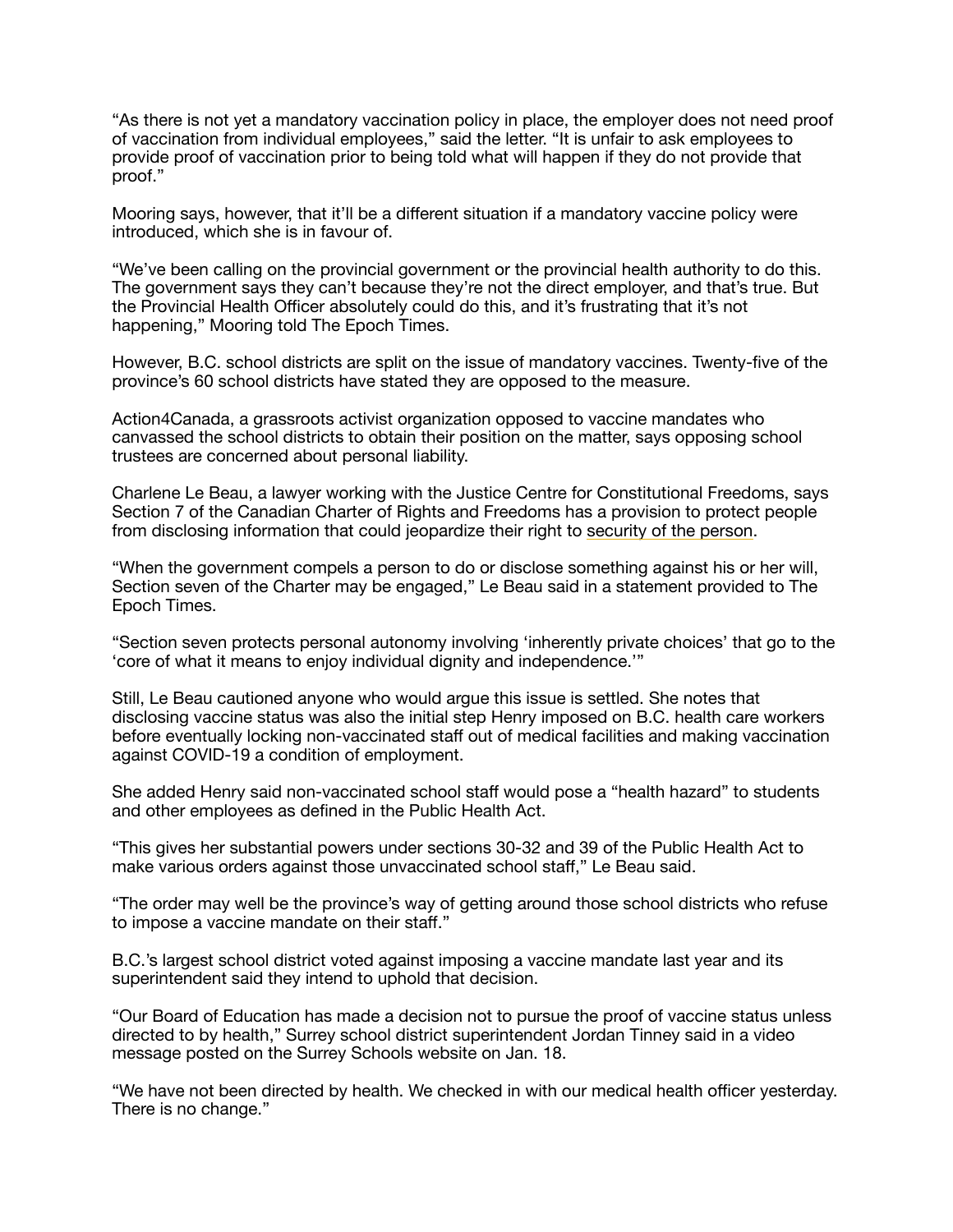"As there is not yet a mandatory vaccination policy in place, the employer does not need proof of vaccination from individual employees," said the letter. "It is unfair to ask employees to provide proof of vaccination prior to being told what will happen if they do not provide that proof."

Mooring says, however, that it'll be a different situation if a mandatory vaccine policy were introduced, which she is in favour of.

"We've been calling on the provincial government or the provincial health authority to do this. The government says they can't because they're not the direct employer, and that's true. But the Provincial Health Officer absolutely could do this, and it's frustrating that it's not happening," Mooring told The Epoch Times.

However, B.C. school districts are split on the issue of mandatory vaccines. Twenty-five of the province's 60 school districts have stated they are opposed to the measure.

Action4Canada, a grassroots activist organization opposed to vaccine mandates who canvassed the school districts to obtain their position on the matter, says opposing school trustees are concerned about personal liability.

Charlene Le Beau, a lawyer working with the Justice Centre for Constitutional Freedoms, says Section 7 of the Canadian Charter of Rights and Freedoms has a provision to protect people from disclosing information that could jeopardize their right to security of the person.

"When the government compels a person to do or disclose something against his or her will, Section seven of the Charter may be engaged," Le Beau said in a statement provided to The Epoch Times.

"Section seven protects personal autonomy involving 'inherently private choices' that go to the 'core of what it means to enjoy individual dignity and independence.'"

Still, Le Beau cautioned anyone who would argue this issue is settled. She notes that disclosing vaccine status was also the initial step Henry imposed on B.C. health care workers before eventually locking non-vaccinated staff out of medical facilities and making vaccination against COVID-19 a condition of employment.

She added Henry said non-vaccinated school staff would pose a "health hazard" to students and other employees as defined in the Public Health Act.

"This gives her substantial powers under sections 30-32 and 39 of the Public Health Act to make various orders against those unvaccinated school staff," Le Beau said.

"The order may well be the province's way of getting around those school districts who refuse to impose a vaccine mandate on their staff."

B.C.'s largest school district voted against imposing a vaccine mandate last year and its superintendent said they intend to uphold that decision.

"Our Board of Education has made a decision not to pursue the proof of vaccine status unless directed to by health," Surrey school district superintendent Jordan Tinney said in a video message posted on the Surrey Schools website on Jan. 18.

"We have not been directed by health. We checked in with our medical health officer yesterday. There is no change."